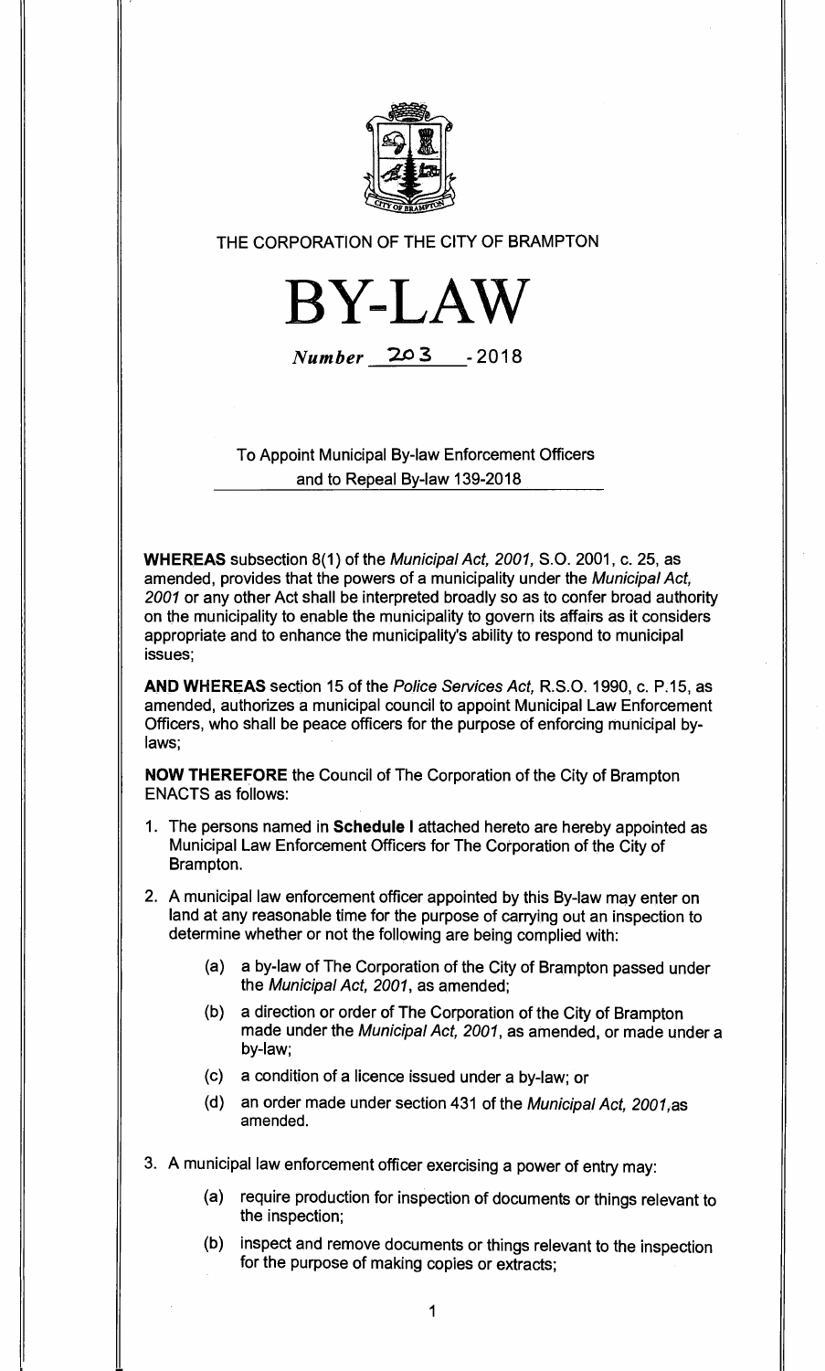THE CORPORATION OF THE CITY OF BRAMPTON

# BY-LAW

*Number* 203 - 2018

To Appoint Municipal By-law Enforcement Officers and to Repeal By-law 139-2018

**WHEREAS** subsection 8(1) of the *Municipal Act, 2001*, S.O. 2001, c. 25, as amended, provides that the powers of a municipality under the *Municipal Act, 2001* or any other Act shall be interpreted broadly so as to confer broad authority on the municipality to enable the municipality to govern its affairs as it considers appropriate and to enhance the municipality's ability to respond to municipal issues;

**AND WHEREAS** section 15 of the *Police Services Act*, R.S.O. 1990, c. P.15, as amended, authorizes a municipal council to appoint Municipal Law Enforcement Officers, who shall be peace officers for the purpose of enforcing municipal by-laws;

**NOW THEREFORE** the Council of The Corporation of the City of Brampton ENACTS as follows:

1. The persons named in **Schedule I** attached hereto are hereby appointed as Municipal Law Enforcement Officers for The Corporation of the City of Brampton.

2. A municipal law enforcement officer appointed by this By-law may enter on land at any reasonable time for the purpose of carrying out an inspection to determine whether or not the following are being complied with:

   (a) a by-law of The Corporation of the City of Brampton passed under the *Municipal Act, 2001*, as amended;

   (b) a direction or order of The Corporation of the City of Brampton made under the *Municipal Act, 2001*, as amended, or made under a by-law;

   (c) a condition of a licence issued under a by-law; or

   (d) an order made under section 431 of the *Municipal Act, 2001*, as amended.

3. A municipal law enforcement officer exercising a power of entry may:

   (a) require production for inspection of documents or things relevant to the inspection;

   (b) inspect and remove documents or things relevant to the inspection for the purpose of making copies or extracts;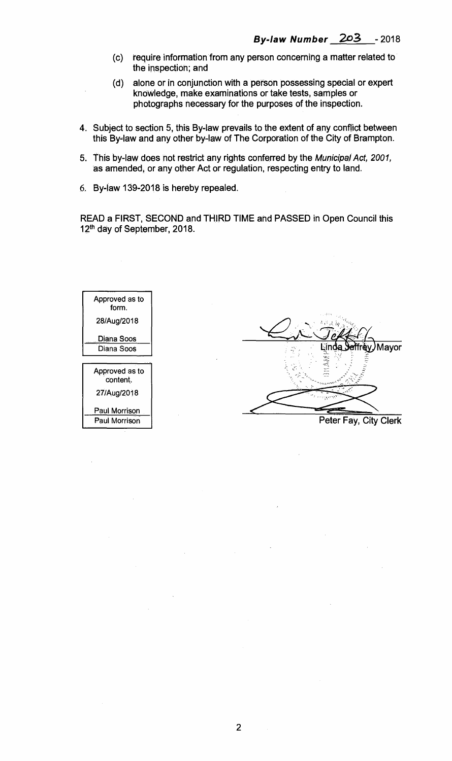(c) require information from any person concerning a matter related to the inspection; and

(d) alone or in conjunction with a person possessing special or expert knowledge, make examinations or take tests, samples or photographs necessary for the purposes of the inspection.

4. Subject to section 5, this By-law prevails to the extent of any conflict between this By-law and any other by-law of The Corporation of the City of Brampton.

5. This by-law does not restrict any rights conferred by the *Municipal Act, 2001*, as amended, or any other Act or regulation, respecting entry to land.

6. By-law 139-2018 is hereby repealed.

READ a FIRST, SECOND and THIRD TIME and PASSED in Open Council this 12th day of September, 2018.

| Approved as to form. |
| --- |
| 28/Aug/2018 |
| Diana Soos |
| Diana Soos |

| Approved as to content. |
| --- |
| 27/Aug/2018 |
| Paul Morrison |
| Paul Morrison |

Linda Jeffrey, Mayor

Peter Fay, City Clerk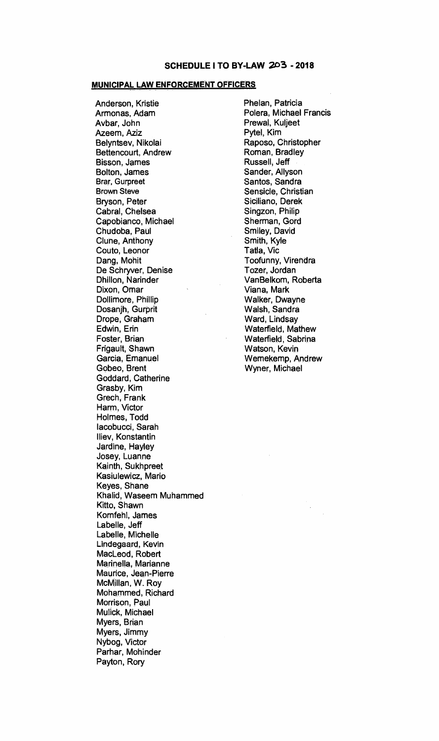# SCHEDULE I TO BY-LAW 203 - 2018

## MUNICIPAL LAW ENFORCEMENT OFFICERS

Anderson, Kristie
Armonas, Adam
Avbar, John
Azeem, Aziz
Belyntsev, Nikolai
Bettencourt, Andrew
Bisson, James
Bolton, James
Brar, Gurpreet
Brown Steve
Bryson, Peter
Cabral, Chelsea
Capobianco, Michael
Chudoba, Paul
Clune, Anthony
Couto, Leonor
Dang, Mohit
De Schryver, Denise
Dhillon, Narinder
Dixon, Omar
Dollimore, Phillip
Dosanjh, Gurprit
Drope, Graham
Edwin, Erin
Foster, Brian
Frigault, Shawn
Garcia, Emanuel
Gobeo, Brent
Goddard, Catherine
Grasby, Kim
Grech, Frank
Harm, Victor
Holmes, Todd
Iacobucci, Sarah
Iliev, Konstantin
Jardine, Hayley
Josey, Luanne
Kainth, Sukhpreet
Kasiulewicz, Mario
Keyes, Shane
Khalid, Waseem Muhammed
Kitto, Shawn
Kornfehl, James
Labelle, Jeff
Labelle, Michelle
Lindegaard, Kevin
MacLeod, Robert
Marinella, Marianne
Maurice, Jean-Pierre
McMillan, W. Roy
Mohammed, Richard
Morrison, Paul
Mulick, Michael
Myers, Brian
Myers, Jimmy
Nybog, Victor
Parhar, Mohinder
Payton, Rory
Phelan, Patricia
Polera, Michael Francis
Prewal, Kuljeet
Pytel, Kim
Raposo, Christopher
Roman, Bradley
Russell, Jeff
Sander, Allyson
Santos, Sandra
Sensicle, Christian
Siciliano, Derek
Singzon, Philip
Sherman, Gord
Smiley, David
Smith, Kyle
Tatla, Vic
Toofunny, Virendra
Tozer, Jordan
VanBelkom, Roberta
Viana, Mark
Walker, Dwayne
Walsh, Sandra
Ward, Lindsay
Waterfield, Mathew
Waterfield, Sabrina
Watson, Kevin
Wemekemp, Andrew
Wyner, Michael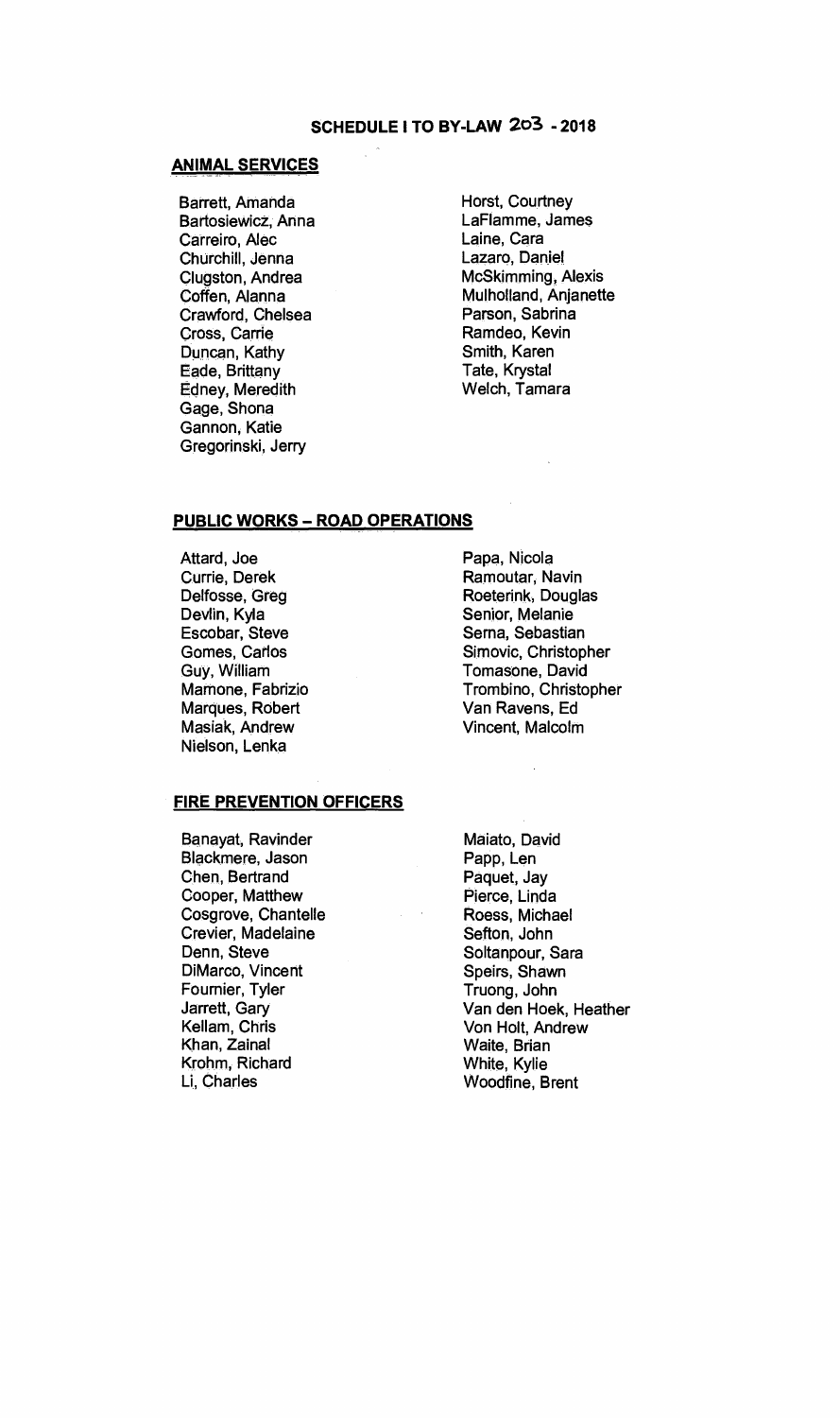## SCHEDULE I TO BY-LAW 203 - 2018

### ANIMAL SERVICES

Barrett, Amanda
Bartosiewicz, Anna
Carreiro, Alec
Churchill, Jenna
Clugston, Andrea
Coffen, Alanna
Crawford, Chelsea
Cross, Carrie
Duncan, Kathy
Eade, Brittany
Edney, Meredith
Gage, Shona
Gannon, Katie
Gregorinski, Jerry
Horst, Courtney
LaFlamme, James
Laine, Cara
Lazaro, Daniel
McSkimming, Alexis
Mulholland, Anjanette
Parson, Sabrina
Ramdeo, Kevin
Smith, Karen
Tate, Krystal
Welch, Tamara

### PUBLIC WORKS – ROAD OPERATIONS

Attard, Joe
Currie, Derek
Delfosse, Greg
Devlin, Kyla
Escobar, Steve
Gomes, Carlos
Guy, William
Mamone, Fabrizio
Marques, Robert
Masiak, Andrew
Nielson, Lenka
Papa, Nicola
Ramoutar, Navin
Roeterink, Douglas
Senior, Melanie
Serna, Sebastian
Simovic, Christopher
Tomasone, David
Trombino, Christopher
Van Ravens, Ed
Vincent, Malcolm

### FIRE PREVENTION OFFICERS

Banayat, Ravinder
Blackmere, Jason
Chen, Bertrand
Cooper, Matthew
Cosgrove, Chantelle
Crevier, Madelaine
Denn, Steve
DiMarco, Vincent
Fournier, Tyler
Jarrett, Gary
Kellam, Chris
Khan, Zainal
Krohm, Richard
Li, Charles
Maiato, David
Papp, Len
Paquet, Jay
Pierce, Linda
Roess, Michael
Sefton, John
Soltanpour, Sara
Speirs, Shawn
Truong, John
Van den Hoek, Heather
Von Holt, Andrew
Waite, Brian
White, Kylie
Woodfine, Brent